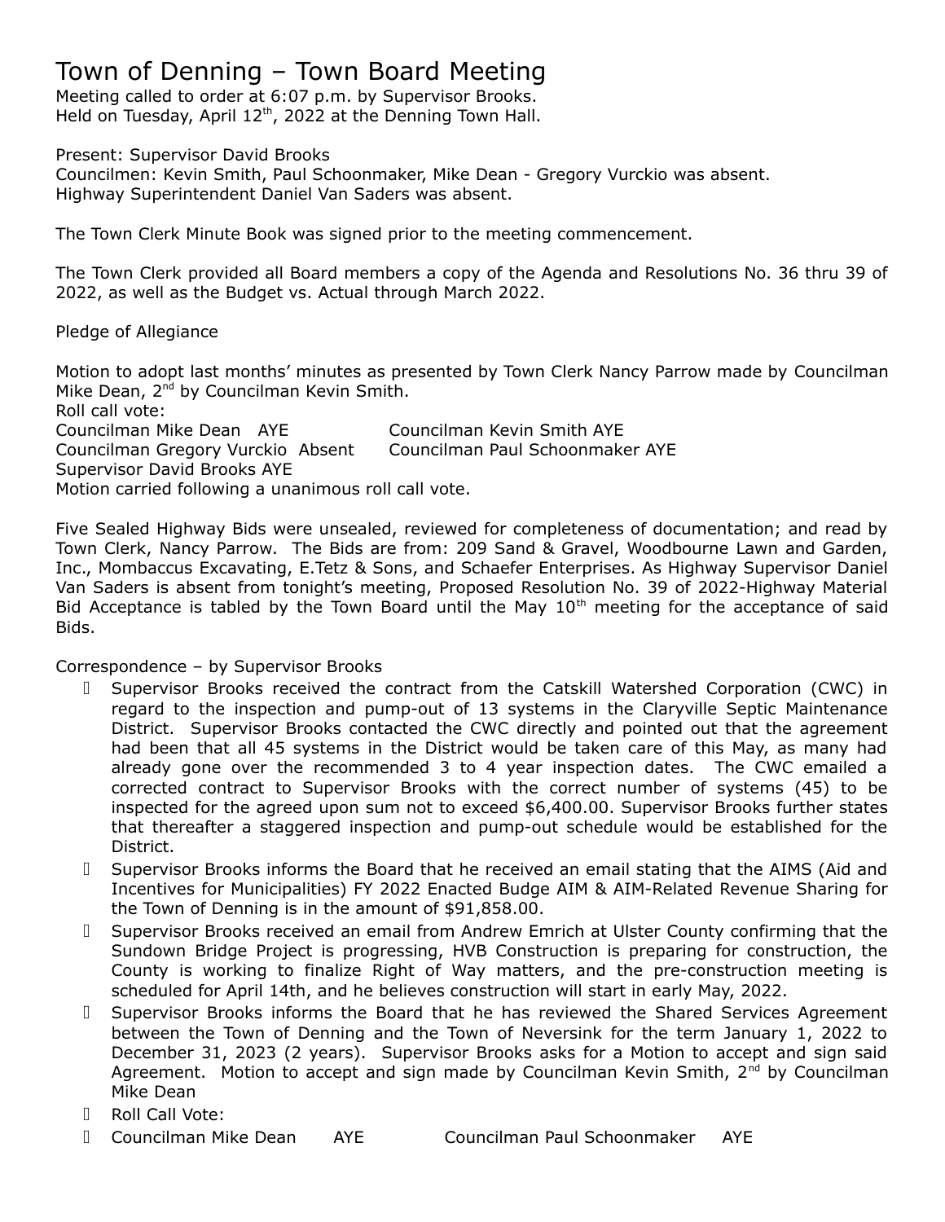# Town of Denning – Town Board Meeting

Meeting called to order at 6:07 p.m. by Supervisor Brooks.
Held on Tuesday, April 12th, 2022 at the Denning Town Hall.

Present: Supervisor David Brooks
Councilmen: Kevin Smith, Paul Schoonmaker, Mike Dean - Gregory Vurckio was absent.
Highway Superintendent Daniel Van Saders was absent.

The Town Clerk Minute Book was signed prior to the meeting commencement.

The Town Clerk provided all Board members a copy of the Agenda and Resolutions No. 36 thru 39 of 2022, as well as the Budget vs. Actual through March 2022.

Pledge of Allegiance

Motion to adopt last months' minutes as presented by Town Clerk Nancy Parrow made by Councilman Mike Dean, 2nd by Councilman Kevin Smith.
Roll call vote:
Councilman Mike Dean AYE Councilman Kevin Smith AYE
Councilman Gregory Vurckio Absent Councilman Paul Schoonmaker AYE
Supervisor David Brooks AYE
Motion carried following a unanimous roll call vote.

Five Sealed Highway Bids were unsealed, reviewed for completeness of documentation; and read by Town Clerk, Nancy Parrow. The Bids are from: 209 Sand & Gravel, Woodbourne Lawn and Garden, Inc., Mombaccus Excavating, E.Tetz & Sons, and Schaefer Enterprises. As Highway Supervisor Daniel Van Saders is absent from tonight's meeting, Proposed Resolution No. 39 of 2022-Highway Material Bid Acceptance is tabled by the Town Board until the May 10th meeting for the acceptance of said Bids.

Correspondence – by Supervisor Brooks

- Supervisor Brooks received the contract from the Catskill Watershed Corporation (CWC) in regard to the inspection and pump-out of 13 systems in the Claryville Septic Maintenance District. Supervisor Brooks contacted the CWC directly and pointed out that the agreement had been that all 45 systems in the District would be taken care of this May, as many had already gone over the recommended 3 to 4 year inspection dates. The CWC emailed a corrected contract to Supervisor Brooks with the correct number of systems (45) to be inspected for the agreed upon sum not to exceed $6,400.00. Supervisor Brooks further states that thereafter a staggered inspection and pump-out schedule would be established for the District.
- Supervisor Brooks informs the Board that he received an email stating that the AIMS (Aid and Incentives for Municipalities) FY 2022 Enacted Budge AIM & AIM-Related Revenue Sharing for the Town of Denning is in the amount of $91,858.00.
- Supervisor Brooks received an email from Andrew Emrich at Ulster County confirming that the Sundown Bridge Project is progressing, HVB Construction is preparing for construction, the County is working to finalize Right of Way matters, and the pre-construction meeting is scheduled for April 14th, and he believes construction will start in early May, 2022.
- Supervisor Brooks informs the Board that he has reviewed the Shared Services Agreement between the Town of Denning and the Town of Neversink for the term January 1, 2022 to December 31, 2023 (2 years). Supervisor Brooks asks for a Motion to accept and sign said Agreement. Motion to accept and sign made by Councilman Kevin Smith, 2nd by Councilman Mike Dean
- Roll Call Vote:
- Councilman Mike Dean AYE Councilman Paul Schoonmaker AYE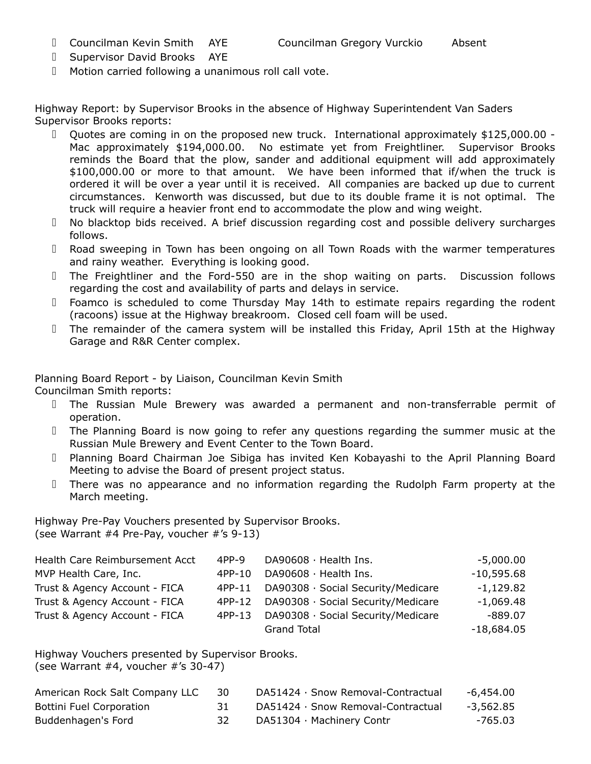- Councilman Kevin Smith AYE Councilman Gregory Vurckio Absent
- Supervisor David Brooks AYE
- Motion carried following a unanimous roll call vote.

Highway Report: by Supervisor Brooks in the absence of Highway Superintendent Van Saders
Supervisor Brooks reports:

- Quotes are coming in on the proposed new truck. International approximately $125,000.00 - Mac approximately $194,000.00. No estimate yet from Freightliner. Supervisor Brooks reminds the Board that the plow, sander and additional equipment will add approximately $100,000.00 or more to that amount. We have been informed that if/when the truck is ordered it will be over a year until it is received. All companies are backed up due to current circumstances. Kenworth was discussed, but due to its double frame it is not optimal. The truck will require a heavier front end to accommodate the plow and wing weight.
- No blacktop bids received. A brief discussion regarding cost and possible delivery surcharges follows.
- Road sweeping in Town has been ongoing on all Town Roads with the warmer temperatures and rainy weather. Everything is looking good.
- The Freightliner and the Ford-550 are in the shop waiting on parts. Discussion follows regarding the cost and availability of parts and delays in service.
- Foamco is scheduled to come Thursday May 14th to estimate repairs regarding the rodent (racoons) issue at the Highway breakroom. Closed cell foam will be used.
- The remainder of the camera system will be installed this Friday, April 15th at the Highway Garage and R&R Center complex.

Planning Board Report - by Liaison, Councilman Kevin Smith
Councilman Smith reports:

- The Russian Mule Brewery was awarded a permanent and non-transferrable permit of operation.
- The Planning Board is now going to refer any questions regarding the summer music at the Russian Mule Brewery and Event Center to the Town Board.
- Planning Board Chairman Joe Sibiga has invited Ken Kobayashi to the April Planning Board Meeting to advise the Board of present project status.
- There was no appearance and no information regarding the Rudolph Farm property at the March meeting.

Highway Pre-Pay Vouchers presented by Supervisor Brooks.
(see Warrant #4 Pre-Pay, voucher #'s 9-13)

| | | | |
|---|---|---|---|
| Health Care Reimbursement Acct | 4PP-9 | DA90608 · Health Ins. | -5,000.00 |
| MVP Health Care, Inc. | 4PP-10 | DA90608 · Health Ins. | -10,595.68 |
| Trust & Agency Account - FICA | 4PP-11 | DA90308 · Social Security/Medicare | -1,129.82 |
| Trust & Agency Account - FICA | 4PP-12 | DA90308 · Social Security/Medicare | -1,069.48 |
| Trust & Agency Account - FICA | 4PP-13 | DA90308 · Social Security/Medicare | -889.07 |
| | | Grand Total | -18,684.05 |

Highway Vouchers presented by Supervisor Brooks.
(see Warrant #4, voucher #'s 30-47)

| | | | |
|---|---|---|---|
| American Rock Salt Company LLC | 30 | DA51424 · Snow Removal-Contractual | -6,454.00 |
| Bottini Fuel Corporation | 31 | DA51424 · Snow Removal-Contractual | -3,562.85 |
| Buddenhagen's Ford | 32 | DA51304 · Machinery Contr | -765.03 |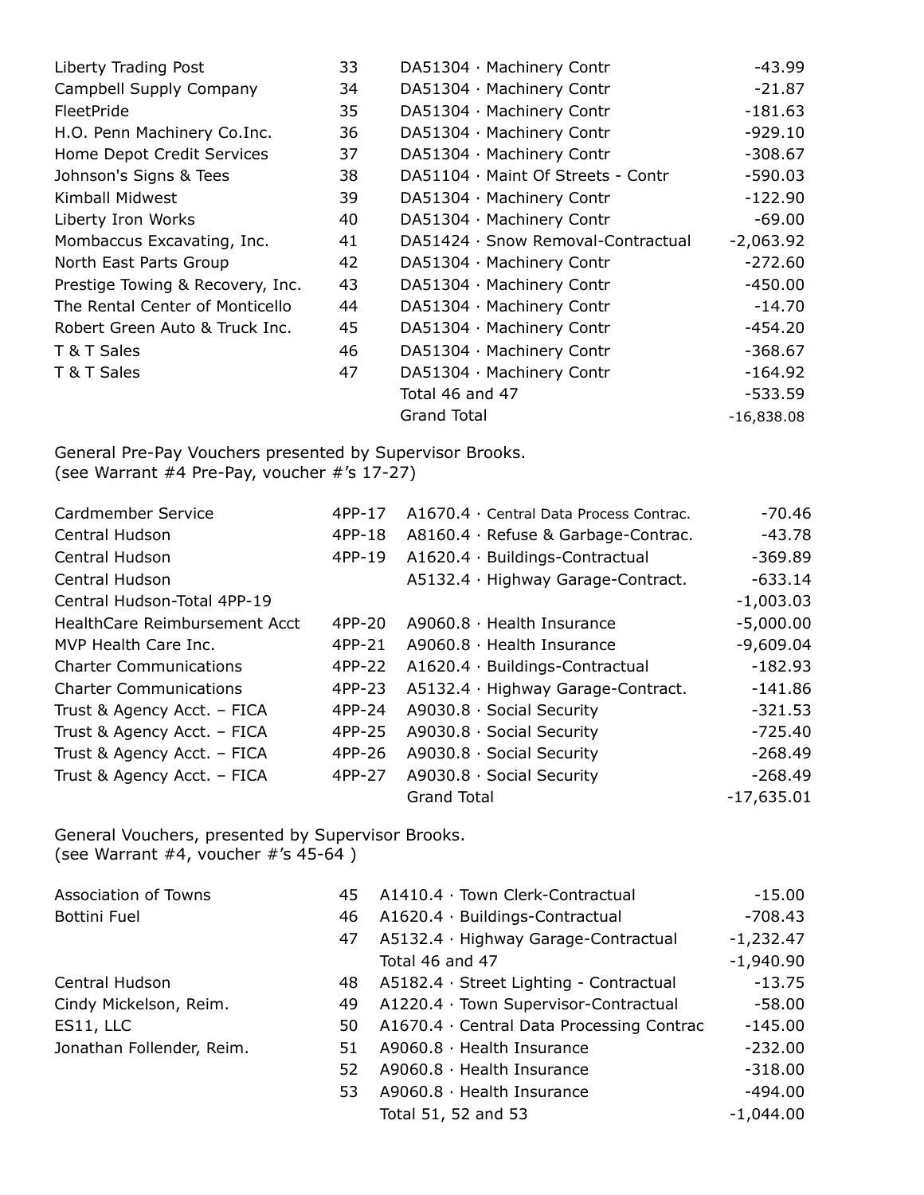| | | | |
|---|---|---|---|
| Liberty Trading Post | 33 | DA51304 · Machinery Contr | -43.99 |
| Campbell Supply Company | 34 | DA51304 · Machinery Contr | -21.87 |
| FleetPride | 35 | DA51304 · Machinery Contr | -181.63 |
| H.O. Penn Machinery Co.Inc. | 36 | DA51304 · Machinery Contr | -929.10 |
| Home Depot Credit Services | 37 | DA51304 · Machinery Contr | -308.67 |
| Johnson's Signs & Tees | 38 | DA51104 · Maint Of Streets - Contr | -590.03 |
| Kimball Midwest | 39 | DA51304 · Machinery Contr | -122.90 |
| Liberty Iron Works | 40 | DA51304 · Machinery Contr | -69.00 |
| Mombaccus Excavating, Inc. | 41 | DA51424 · Snow Removal-Contractual | -2,063.92 |
| North East Parts Group | 42 | DA51304 · Machinery Contr | -272.60 |
| Prestige Towing & Recovery, Inc. | 43 | DA51304 · Machinery Contr | -450.00 |
| The Rental Center of Monticello | 44 | DA51304 · Machinery Contr | -14.70 |
| Robert Green Auto & Truck Inc. | 45 | DA51304 · Machinery Contr | -454.20 |
| T & T Sales | 46 | DA51304 · Machinery Contr | -368.67 |
| T & T Sales | 47 | DA51304 · Machinery Contr | -164.92 |
| | | Total 46 and 47 | -533.59 |
| | | Grand Total | -16,838.08 |

General Pre-Pay Vouchers presented by Supervisor Brooks.
(see Warrant #4 Pre-Pay, voucher #'s 17-27)

| | | | |
|---|---|---|---|
| Cardmember Service | 4PP-17 | A1670.4 · Central Data Process Contrac. | -70.46 |
| Central Hudson | 4PP-18 | A8160.4 · Refuse & Garbage-Contrac. | -43.78 |
| Central Hudson | 4PP-19 | A1620.4 · Buildings-Contractual | -369.89 |
| Central Hudson | | A5132.4 · Highway Garage-Contract. | -633.14 |
| Central Hudson-Total 4PP-19 | | | -1,003.03 |
| HealthCare Reimbursement Acct | 4PP-20 | A9060.8 · Health Insurance | -5,000.00 |
| MVP Health Care Inc. | 4PP-21 | A9060.8 · Health Insurance | -9,609.04 |
| Charter Communications | 4PP-22 | A1620.4 · Buildings-Contractual | -182.93 |
| Charter Communications | 4PP-23 | A5132.4 · Highway Garage-Contract. | -141.86 |
| Trust & Agency Acct. – FICA | 4PP-24 | A9030.8 · Social Security | -321.53 |
| Trust & Agency Acct. – FICA | 4PP-25 | A9030.8 · Social Security | -725.40 |
| Trust & Agency Acct. – FICA | 4PP-26 | A9030.8 · Social Security | -268.49 |
| Trust & Agency Acct. – FICA | 4PP-27 | A9030.8 · Social Security | -268.49 |
| | | Grand Total | -17,635.01 |

General Vouchers, presented by Supervisor Brooks.
(see Warrant #4, voucher #'s 45-64 )

| | | | |
|---|---|---|---|
| Association of Towns | 45 | A1410.4 · Town Clerk-Contractual | -15.00 |
| Bottini Fuel | 46 | A1620.4 · Buildings-Contractual | -708.43 |
| | 47 | A5132.4 · Highway Garage-Contractual | -1,232.47 |
| | | Total 46 and 47 | -1,940.90 |
| Central Hudson | 48 | A5182.4 · Street Lighting - Contractual | -13.75 |
| Cindy Mickelson, Reim. | 49 | A1220.4 · Town Supervisor-Contractual | -58.00 |
| ES11, LLC | 50 | A1670.4 · Central Data Processing Contrac | -145.00 |
| Jonathan Follender, Reim. | 51 | A9060.8 · Health Insurance | -232.00 |
| | 52 | A9060.8 · Health Insurance | -318.00 |
| | 53 | A9060.8 · Health Insurance | -494.00 |
| | | Total 51, 52 and 53 | -1,044.00 |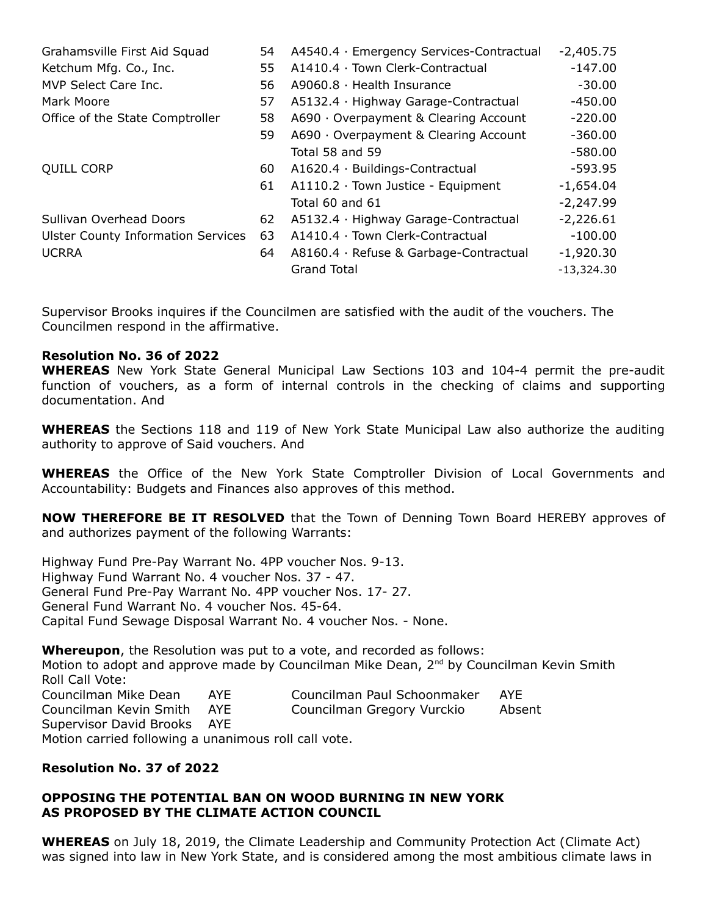| | | | |
|---|---|---|---|
| Grahamsville First Aid Squad | 54 | A4540.4 · Emergency Services-Contractual | -2,405.75 |
| Ketchum Mfg. Co., Inc. | 55 | A1410.4 · Town Clerk-Contractual | -147.00 |
| MVP Select Care Inc. | 56 | A9060.8 · Health Insurance | -30.00 |
| Mark Moore | 57 | A5132.4 · Highway Garage-Contractual | -450.00 |
| Office of the State Comptroller | 58 | A690 · Overpayment & Clearing Account | -220.00 |
| | 59 | A690 · Overpayment & Clearing Account | -360.00 |
| | | Total 58 and 59 | -580.00 |
| QUILL CORP | 60 | A1620.4 · Buildings-Contractual | -593.95 |
| | 61 | A1110.2 · Town Justice - Equipment | -1,654.04 |
| | | Total 60 and 61 | -2,247.99 |
| Sullivan Overhead Doors | 62 | A5132.4 · Highway Garage-Contractual | -2,226.61 |
| Ulster County Information Services | 63 | A1410.4 · Town Clerk-Contractual | -100.00 |
| UCRRA | 64 | A8160.4 · Refuse & Garbage-Contractual | -1,920.30 |
| | | Grand Total | -13,324.30 |

Supervisor Brooks inquires if the Councilmen are satisfied with the audit of the vouchers. The Councilmen respond in the affirmative.

**Resolution No. 36 of 2022**

**WHEREAS** New York State General Municipal Law Sections 103 and 104-4 permit the pre-audit function of vouchers, as a form of internal controls in the checking of claims and supporting documentation. And

**WHEREAS** the Sections 118 and 119 of New York State Municipal Law also authorize the auditing authority to approve of Said vouchers. And

**WHEREAS** the Office of the New York State Comptroller Division of Local Governments and Accountability: Budgets and Finances also approves of this method.

**NOW THEREFORE BE IT RESOLVED** that the Town of Denning Town Board HEREBY approves of and authorizes payment of the following Warrants:

Highway Fund Pre-Pay Warrant No. 4PP voucher Nos. 9-13.
Highway Fund Warrant No. 4 voucher Nos. 37 - 47.
General Fund Pre-Pay Warrant No. 4PP voucher Nos. 17- 27.
General Fund Warrant No. 4 voucher Nos. 45-64.
Capital Fund Sewage Disposal Warrant No. 4 voucher Nos. - None.

**Whereupon**, the Resolution was put to a vote, and recorded as follows:
Motion to adopt and approve made by Councilman Mike Dean, 2nd by Councilman Kevin Smith
Roll Call Vote:

| | | | |
|---|---|---|---|
| Councilman Mike Dean | AYE | Councilman Paul Schoonmaker | AYE |
| Councilman Kevin Smith | AYE | Councilman Gregory Vurckio | Absent |
| Supervisor David Brooks | AYE | | |

Motion carried following a unanimous roll call vote.

**Resolution No. 37 of 2022**

**OPPOSING THE POTENTIAL BAN ON WOOD BURNING IN NEW YORK AS PROPOSED BY THE CLIMATE ACTION COUNCIL**

**WHEREAS** on July 18, 2019, the Climate Leadership and Community Protection Act (Climate Act) was signed into law in New York State, and is considered among the most ambitious climate laws in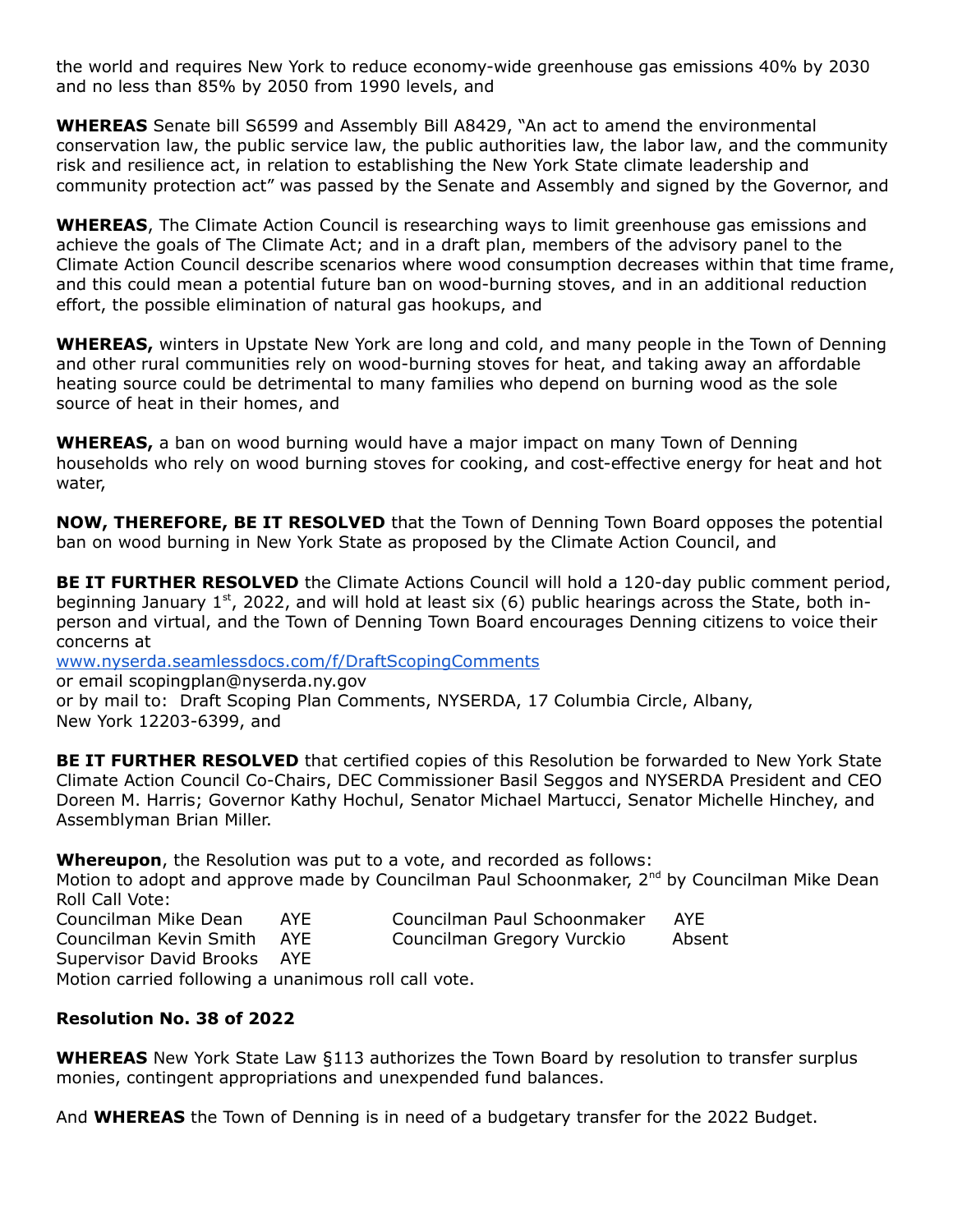the world and requires New York to reduce economy-wide greenhouse gas emissions 40% by 2030 and no less than 85% by 2050 from 1990 levels, and

**WHEREAS** Senate bill S6599 and Assembly Bill A8429, "An act to amend the environmental conservation law, the public service law, the public authorities law, the labor law, and the community risk and resilience act, in relation to establishing the New York State climate leadership and community protection act" was passed by the Senate and Assembly and signed by the Governor, and

**WHEREAS**, The Climate Action Council is researching ways to limit greenhouse gas emissions and achieve the goals of The Climate Act; and in a draft plan, members of the advisory panel to the Climate Action Council describe scenarios where wood consumption decreases within that time frame, and this could mean a potential future ban on wood-burning stoves, and in an additional reduction effort, the possible elimination of natural gas hookups, and

**WHEREAS,** winters in Upstate New York are long and cold, and many people in the Town of Denning and other rural communities rely on wood-burning stoves for heat, and taking away an affordable heating source could be detrimental to many families who depend on burning wood as the sole source of heat in their homes, and

**WHEREAS,** a ban on wood burning would have a major impact on many Town of Denning households who rely on wood burning stoves for cooking, and cost-effective energy for heat and hot water,

**NOW, THEREFORE, BE IT RESOLVED** that the Town of Denning Town Board opposes the potential ban on wood burning in New York State as proposed by the Climate Action Council, and

**BE IT FURTHER RESOLVED** the Climate Actions Council will hold a 120-day public comment period, beginning January 1st, 2022, and will hold at least six (6) public hearings across the State, both in-person and virtual, and the Town of Denning Town Board encourages Denning citizens to voice their concerns at
www.nyserda.seamlessdocs.com/f/DraftScopingComments
or email scopingplan@nyserda.ny.gov
or by mail to: Draft Scoping Plan Comments, NYSERDA, 17 Columbia Circle, Albany, New York 12203-6399, and

**BE IT FURTHER RESOLVED** that certified copies of this Resolution be forwarded to New York State Climate Action Council Co-Chairs, DEC Commissioner Basil Seggos and NYSERDA President and CEO Doreen M. Harris; Governor Kathy Hochul, Senator Michael Martucci, Senator Michelle Hinchey, and Assemblyman Brian Miller.

**Whereupon**, the Resolution was put to a vote, and recorded as follows:
Motion to adopt and approve made by Councilman Paul Schoonmaker, 2nd by Councilman Mike Dean
Roll Call Vote:

| | | | |
|---|---|---|---|
| Councilman Mike Dean | AYE | Councilman Paul Schoonmaker | AYE |
| Councilman Kevin Smith | AYE | Councilman Gregory Vurckio | Absent |
| Supervisor David Brooks | AYE | | |

Motion carried following a unanimous roll call vote.

**Resolution No. 38 of 2022**

**WHEREAS** New York State Law §113 authorizes the Town Board by resolution to transfer surplus monies, contingent appropriations and unexpended fund balances.

And **WHEREAS** the Town of Denning is in need of a budgetary transfer for the 2022 Budget.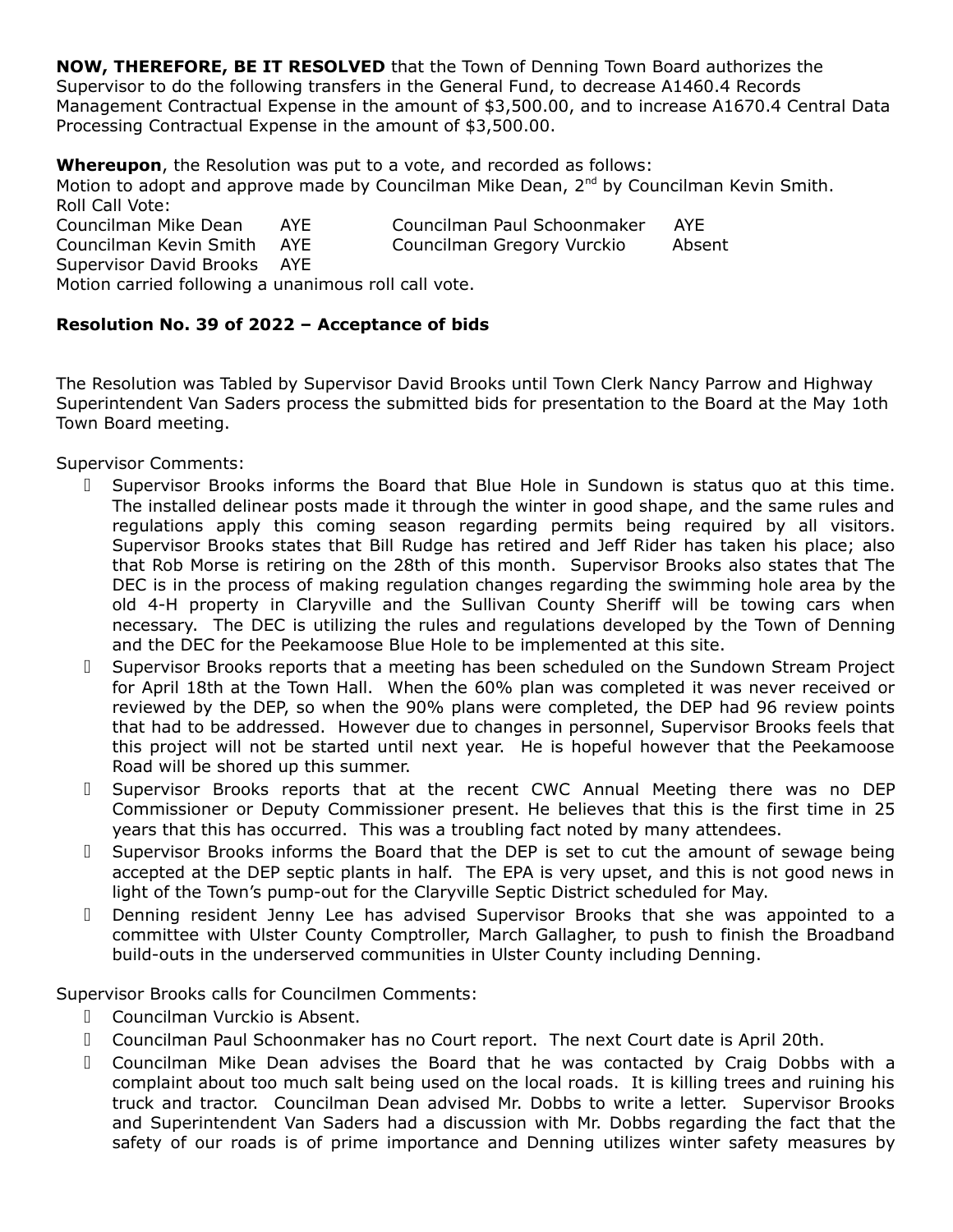**NOW, THEREFORE, BE IT RESOLVED** that the Town of Denning Town Board authorizes the Supervisor to do the following transfers in the General Fund, to decrease A1460.4 Records Management Contractual Expense in the amount of $3,500.00, and to increase A1670.4 Central Data Processing Contractual Expense in the amount of $3,500.00.

**Whereupon**, the Resolution was put to a vote, and recorded as follows:
Motion to adopt and approve made by Councilman Mike Dean, 2nd by Councilman Kevin Smith.
Roll Call Vote:

| | | | |
|---|---|---|---|
| Councilman Mike Dean | AYE | Councilman Paul Schoonmaker | AYE |
| Councilman Kevin Smith | AYE | Councilman Gregory Vurckio | Absent |
| Supervisor David Brooks | AYE | | |

Motion carried following a unanimous roll call vote.

**Resolution No. 39 of 2022 – Acceptance of bids**

The Resolution was Tabled by Supervisor David Brooks until Town Clerk Nancy Parrow and Highway Superintendent Van Saders process the submitted bids for presentation to the Board at the May 1oth Town Board meeting.

Supervisor Comments:

- Supervisor Brooks informs the Board that Blue Hole in Sundown is status quo at this time. The installed delinear posts made it through the winter in good shape, and the same rules and regulations apply this coming season regarding permits being required by all visitors. Supervisor Brooks states that Bill Rudge has retired and Jeff Rider has taken his place; also that Rob Morse is retiring on the 28th of this month. Supervisor Brooks also states that The DEC is in the process of making regulation changes regarding the swimming hole area by the old 4-H property in Claryville and the Sullivan County Sheriff will be towing cars when necessary. The DEC is utilizing the rules and regulations developed by the Town of Denning and the DEC for the Peekamoose Blue Hole to be implemented at this site.
- Supervisor Brooks reports that a meeting has been scheduled on the Sundown Stream Project for April 18th at the Town Hall. When the 60% plan was completed it was never received or reviewed by the DEP, so when the 90% plans were completed, the DEP had 96 review points that had to be addressed. However due to changes in personnel, Supervisor Brooks feels that this project will not be started until next year. He is hopeful however that the Peekamoose Road will be shored up this summer.
- Supervisor Brooks reports that at the recent CWC Annual Meeting there was no DEP Commissioner or Deputy Commissioner present. He believes that this is the first time in 25 years that this has occurred. This was a troubling fact noted by many attendees.
- Supervisor Brooks informs the Board that the DEP is set to cut the amount of sewage being accepted at the DEP septic plants in half. The EPA is very upset, and this is not good news in light of the Town's pump-out for the Claryville Septic District scheduled for May.
- Denning resident Jenny Lee has advised Supervisor Brooks that she was appointed to a committee with Ulster County Comptroller, March Gallagher, to push to finish the Broadband build-outs in the underserved communities in Ulster County including Denning.

Supervisor Brooks calls for Councilmen Comments:

- Councilman Vurckio is Absent.
- Councilman Paul Schoonmaker has no Court report. The next Court date is April 20th.
- Councilman Mike Dean advises the Board that he was contacted by Craig Dobbs with a complaint about too much salt being used on the local roads. It is killing trees and ruining his truck and tractor. Councilman Dean advised Mr. Dobbs to write a letter. Supervisor Brooks and Superintendent Van Saders had a discussion with Mr. Dobbs regarding the fact that the safety of our roads is of prime importance and Denning utilizes winter safety measures by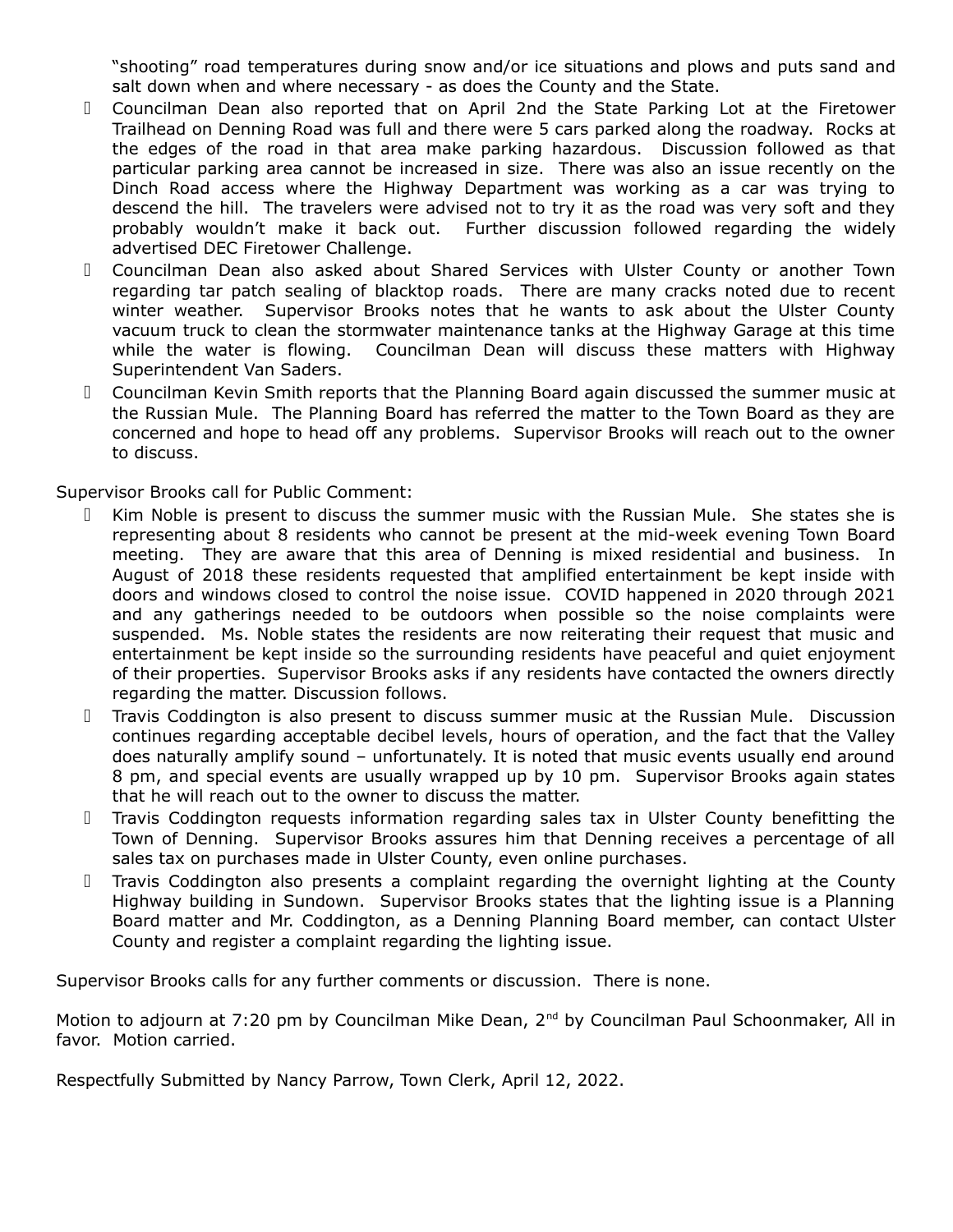"shooting" road temperatures during snow and/or ice situations and plows and puts sand and salt down when and where necessary - as does the County and the State.

- Councilman Dean also reported that on April 2nd the State Parking Lot at the Firetower Trailhead on Denning Road was full and there were 5 cars parked along the roadway. Rocks at the edges of the road in that area make parking hazardous. Discussion followed as that particular parking area cannot be increased in size. There was also an issue recently on the Dinch Road access where the Highway Department was working as a car was trying to descend the hill. The travelers were advised not to try it as the road was very soft and they probably wouldn't make it back out. Further discussion followed regarding the widely advertised DEC Firetower Challenge.
- Councilman Dean also asked about Shared Services with Ulster County or another Town regarding tar patch sealing of blacktop roads. There are many cracks noted due to recent winter weather. Supervisor Brooks notes that he wants to ask about the Ulster County vacuum truck to clean the stormwater maintenance tanks at the Highway Garage at this time while the water is flowing. Councilman Dean will discuss these matters with Highway Superintendent Van Saders.
- Councilman Kevin Smith reports that the Planning Board again discussed the summer music at the Russian Mule. The Planning Board has referred the matter to the Town Board as they are concerned and hope to head off any problems. Supervisor Brooks will reach out to the owner to discuss.

Supervisor Brooks call for Public Comment:

- Kim Noble is present to discuss the summer music with the Russian Mule. She states she is representing about 8 residents who cannot be present at the mid-week evening Town Board meeting. They are aware that this area of Denning is mixed residential and business. In August of 2018 these residents requested that amplified entertainment be kept inside with doors and windows closed to control the noise issue. COVID happened in 2020 through 2021 and any gatherings needed to be outdoors when possible so the noise complaints were suspended. Ms. Noble states the residents are now reiterating their request that music and entertainment be kept inside so the surrounding residents have peaceful and quiet enjoyment of their properties. Supervisor Brooks asks if any residents have contacted the owners directly regarding the matter. Discussion follows.
- Travis Coddington is also present to discuss summer music at the Russian Mule. Discussion continues regarding acceptable decibel levels, hours of operation, and the fact that the Valley does naturally amplify sound – unfortunately. It is noted that music events usually end around 8 pm, and special events are usually wrapped up by 10 pm. Supervisor Brooks again states that he will reach out to the owner to discuss the matter.
- Travis Coddington requests information regarding sales tax in Ulster County benefitting the Town of Denning. Supervisor Brooks assures him that Denning receives a percentage of all sales tax on purchases made in Ulster County, even online purchases.
- Travis Coddington also presents a complaint regarding the overnight lighting at the County Highway building in Sundown. Supervisor Brooks states that the lighting issue is a Planning Board matter and Mr. Coddington, as a Denning Planning Board member, can contact Ulster County and register a complaint regarding the lighting issue.

Supervisor Brooks calls for any further comments or discussion. There is none.

Motion to adjourn at 7:20 pm by Councilman Mike Dean, 2nd by Councilman Paul Schoonmaker, All in favor. Motion carried.

Respectfully Submitted by Nancy Parrow, Town Clerk, April 12, 2022.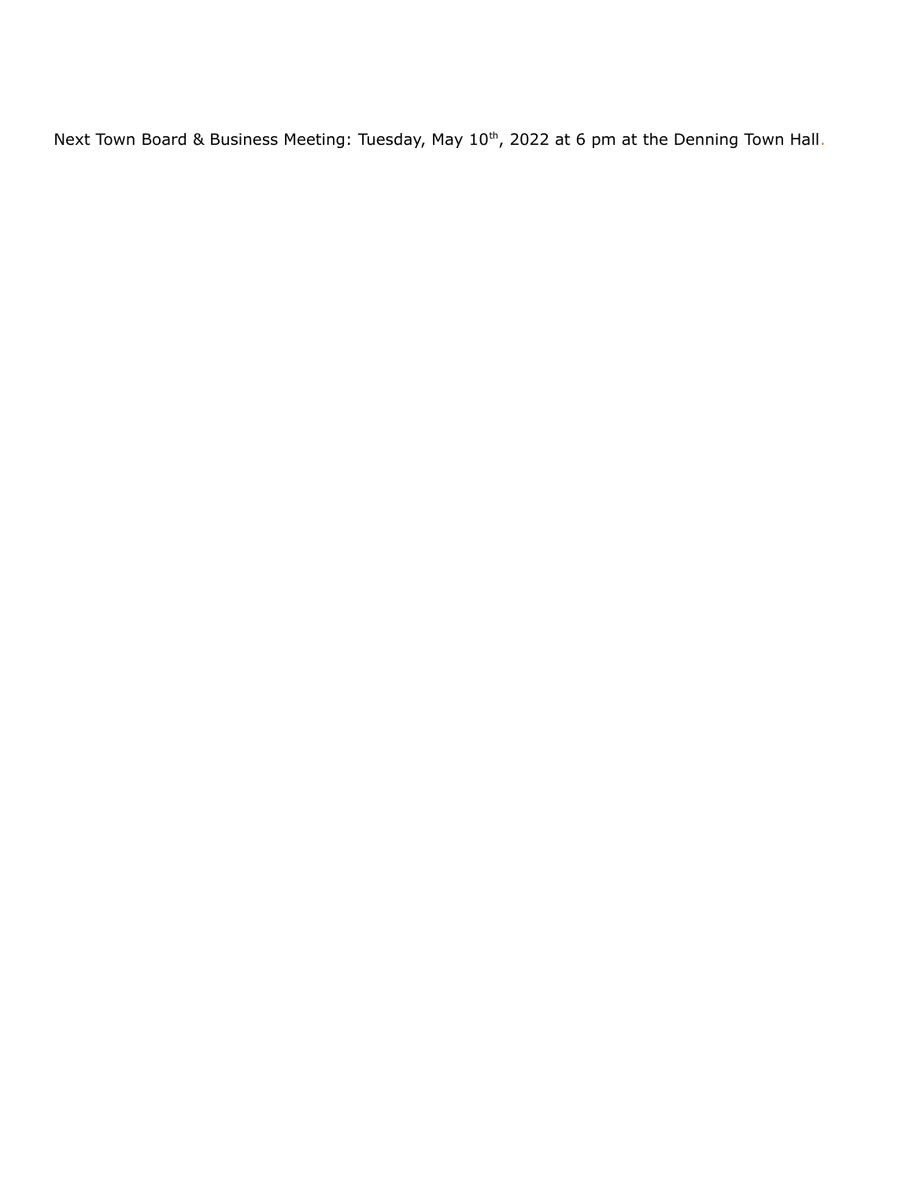Next Town Board & Business Meeting: Tuesday, May 10th, 2022 at 6 pm at the Denning Town Hall.